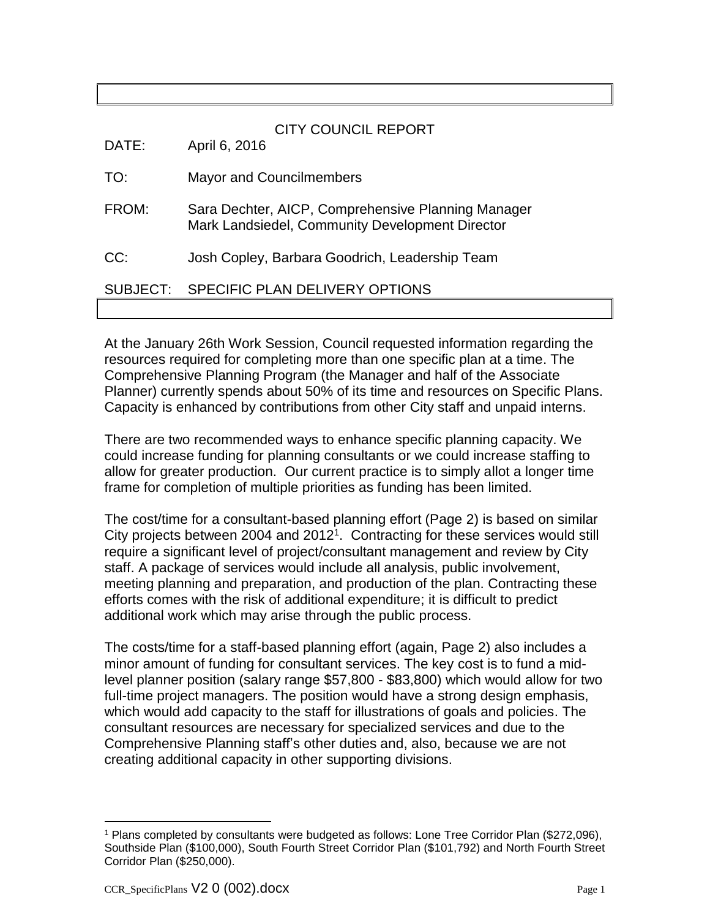# CITY COUNCIL REPORT

DATE: April 6, 2016

TO: Mayor and Councilmembers

FROM: Sara Dechter, AICP, Comprehensive Planning Manager
Mark Landsiedel, Community Development Director

CC: Josh Copley, Barbara Goodrich, Leadership Team

SUBJECT: SPECIFIC PLAN DELIVERY OPTIONS

At the January 26th Work Session, Council requested information regarding the resources required for completing more than one specific plan at a time. The Comprehensive Planning Program (the Manager and half of the Associate Planner) currently spends about 50% of its time and resources on Specific Plans. Capacity is enhanced by contributions from other City staff and unpaid interns.

There are two recommended ways to enhance specific planning capacity. We could increase funding for planning consultants or we could increase staffing to allow for greater production. Our current practice is to simply allot a longer time frame for completion of multiple priorities as funding has been limited.

The cost/time for a consultant-based planning effort (Page 2) is based on similar City projects between 2004 and 2012[1]. Contracting for these services would still require a significant level of project/consultant management and review by City staff. A package of services would include all analysis, public involvement, meeting planning and preparation, and production of the plan. Contracting these efforts comes with the risk of additional expenditure; it is difficult to predict additional work which may arise through the public process.

The costs/time for a staff-based planning effort (again, Page 2) also includes a minor amount of funding for consultant services. The key cost is to fund a mid-level planner position (salary range $57,800 - $83,800) which would allow for two full-time project managers. The position would have a strong design emphasis, which would add capacity to the staff for illustrations of goals and policies. The consultant resources are necessary for specialized services and due to the Comprehensive Planning staff's other duties and, also, because we are not creating additional capacity in other supporting divisions.

[1] Plans completed by consultants were budgeted as follows: Lone Tree Corridor Plan ($272,096), Southside Plan ($100,000), South Fourth Street Corridor Plan ($101,792) and North Fourth Street Corridor Plan ($250,000).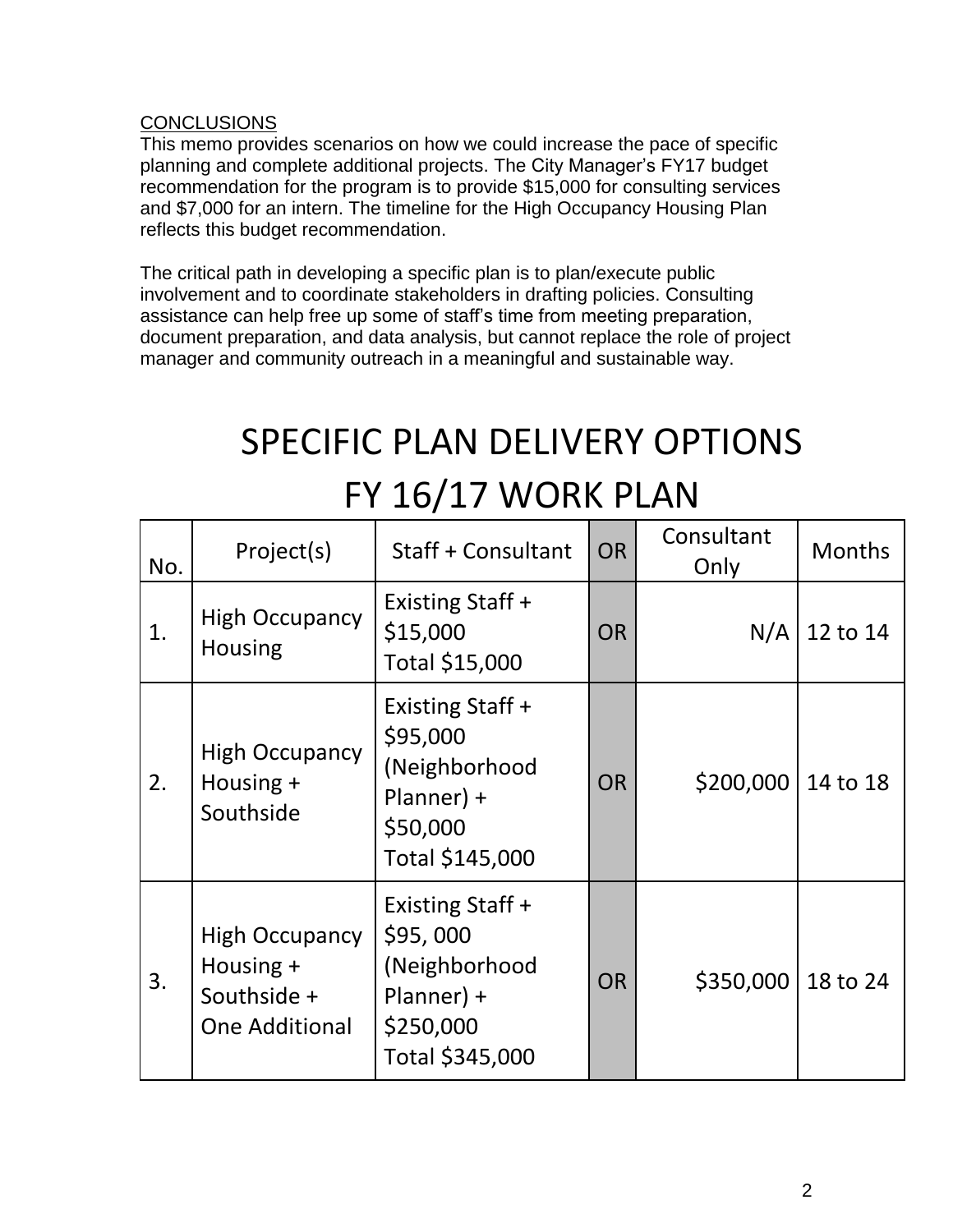<u>CONCLUSIONS</u>

This memo provides scenarios on how we could increase the pace of specific planning and complete additional projects. The City Manager's FY17 budget recommendation for the program is to provide $15,000 for consulting services and $7,000 for an intern. The timeline for the High Occupancy Housing Plan reflects this budget recommendation.

The critical path in developing a specific plan is to plan/execute public involvement and to coordinate stakeholders in drafting policies. Consulting assistance can help free up some of staff's time from meeting preparation, document preparation, and data analysis, but cannot replace the role of project manager and community outreach in a meaningful and sustainable way.

# SPECIFIC PLAN DELIVERY OPTIONS
# FY 16/17 WORK PLAN

| No. | Project(s) | Staff + Consultant | OR | Consultant Only | Months |
|---|---|---|---|---|---|
| 1. | High Occupancy Housing | Existing Staff + $15,000 Total $15,000 | OR | N/A | 12 to 14 |
| 2. | High Occupancy Housing + Southside | Existing Staff + $95,000 (Neighborhood Planner) + $50,000 Total $145,000 | OR | $200,000 | 14 to 18 |
| 3. | High Occupancy Housing + Southside + One Additional | Existing Staff + $95, 000 (Neighborhood Planner) + $250,000 Total $345,000 | OR | $350,000 | 18 to 24 |